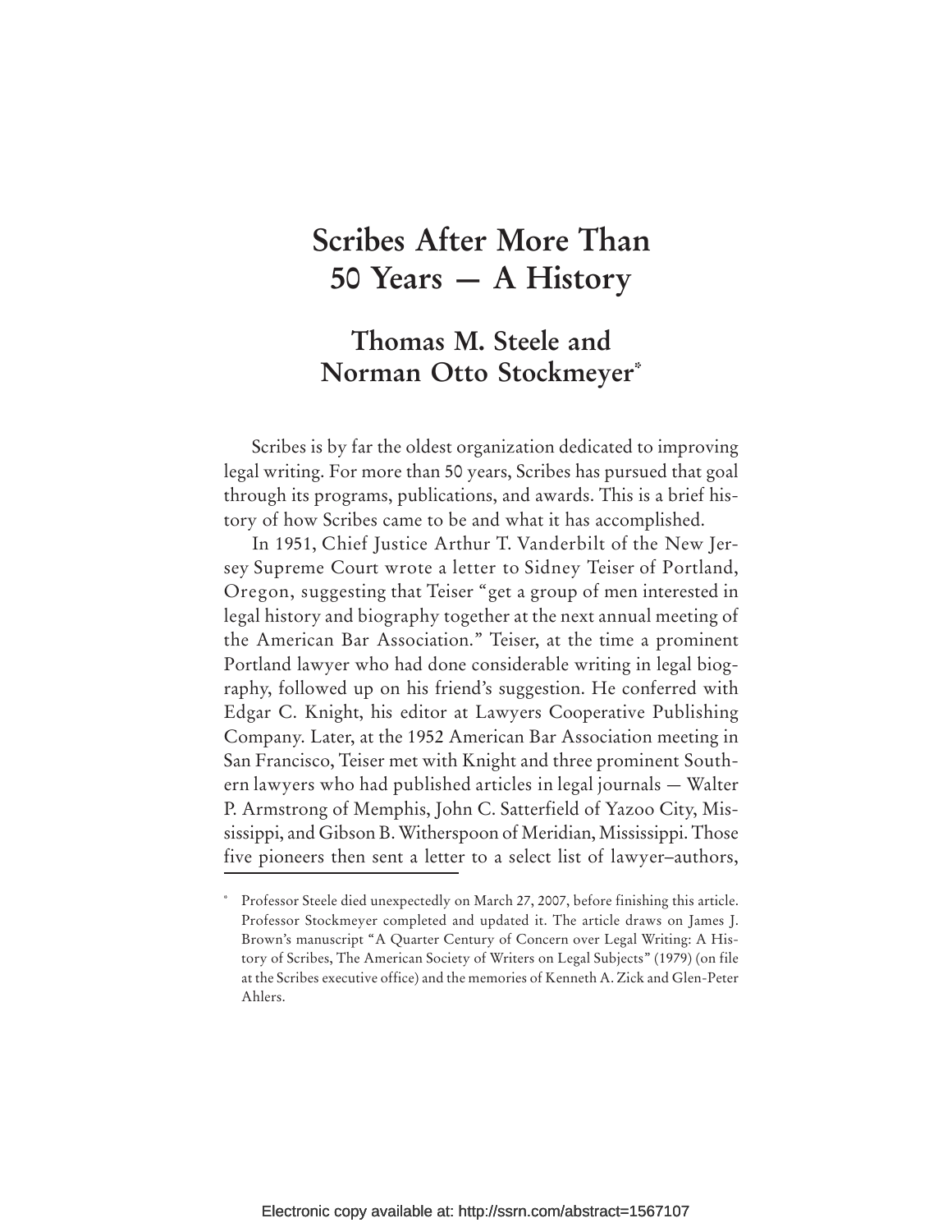# Scribes After More Than 50 Years — A History

## Thomas M. Steele and Norman Otto Stockmeyer[*]

Scribes is by far the oldest organization dedicated to improving legal writing. For more than 50 years, Scribes has pursued that goal through its programs, publications, and awards. This is a brief history of how Scribes came to be and what it has accomplished.

In 1951, Chief Justice Arthur T. Vanderbilt of the New Jersey Supreme Court wrote a letter to Sidney Teiser of Portland, Oregon, suggesting that Teiser "get a group of men interested in legal history and biography together at the next annual meeting of the American Bar Association." Teiser, at the time a prominent Portland lawyer who had done considerable writing in legal biography, followed up on his friend's suggestion. He conferred with Edgar C. Knight, his editor at Lawyers Cooperative Publishing Company. Later, at the 1952 American Bar Association meeting in San Francisco, Teiser met with Knight and three prominent Southern lawyers who had published articles in legal journals — Walter P. Armstrong of Memphis, John C. Satterfield of Yazoo City, Mississippi, and Gibson B. Witherspoon of Meridian, Mississippi. Those five pioneers then sent a letter to a select list of lawyer–authors,

---

[*] Professor Steele died unexpectedly on March 27, 2007, before finishing this article. Professor Stockmeyer completed and updated it. The article draws on James J. Brown's manuscript "A Quarter Century of Concern over Legal Writing: A History of Scribes, The American Society of Writers on Legal Subjects" (1979) (on file at the Scribes executive office) and the memories of Kenneth A. Zick and Glen-Peter Ahlers.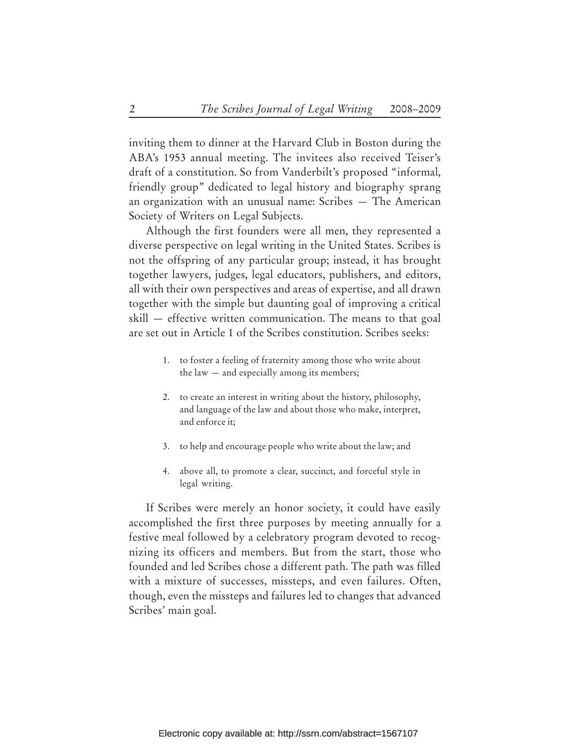inviting them to dinner at the Harvard Club in Boston during the ABA's 1953 annual meeting. The invitees also received Teiser's draft of a constitution. So from Vanderbilt's proposed "informal, friendly group" dedicated to legal history and biography sprang an organization with an unusual name: Scribes — The American Society of Writers on Legal Subjects.

Although the first founders were all men, they represented a diverse perspective on legal writing in the United States. Scribes is not the offspring of any particular group; instead, it has brought together lawyers, judges, legal educators, publishers, and editors, all with their own perspectives and areas of expertise, and all drawn together with the simple but daunting goal of improving a critical skill — effective written communication. The means to that goal are set out in Article 1 of the Scribes constitution. Scribes seeks:

1. to foster a feeling of fraternity among those who write about the law — and especially among its members;
2. to create an interest in writing about the history, philosophy, and language of the law and about those who make, interpret, and enforce it;
3. to help and encourage people who write about the law; and
4. above all, to promote a clear, succinct, and forceful style in legal writing.

If Scribes were merely an honor society, it could have easily accomplished the first three purposes by meeting annually for a festive meal followed by a celebratory program devoted to recognizing its officers and members. But from the start, those who founded and led Scribes chose a different path. The path was filled with a mixture of successes, missteps, and even failures. Often, though, even the missteps and failures led to changes that advanced Scribes' main goal.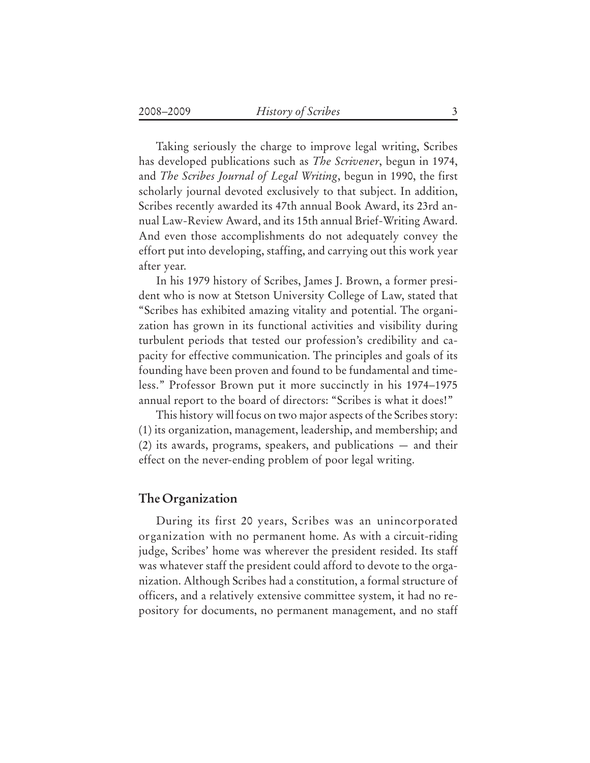Taking seriously the charge to improve legal writing, Scribes has developed publications such as *The Scrivener*, begun in 1974, and *The Scribes Journal of Legal Writing*, begun in 1990, the first scholarly journal devoted exclusively to that subject. In addition, Scribes recently awarded its 47th annual Book Award, its 23rd annual Law-Review Award, and its 15th annual Brief-Writing Award. And even those accomplishments do not adequately convey the effort put into developing, staffing, and carrying out this work year after year.

In his 1979 history of Scribes, James J. Brown, a former president who is now at Stetson University College of Law, stated that "Scribes has exhibited amazing vitality and potential. The organization has grown in its functional activities and visibility during turbulent periods that tested our profession's credibility and capacity for effective communication. The principles and goals of its founding have been proven and found to be fundamental and timeless." Professor Brown put it more succinctly in his 1974–1975 annual report to the board of directors: "Scribes is what it does!"

This history will focus on two major aspects of the Scribes story: (1) its organization, management, leadership, and membership; and (2) its awards, programs, speakers, and publications — and their effect on the never-ending problem of poor legal writing.

## The Organization

During its first 20 years, Scribes was an unincorporated organization with no permanent home. As with a circuit-riding judge, Scribes' home was wherever the president resided. Its staff was whatever staff the president could afford to devote to the organization. Although Scribes had a constitution, a formal structure of officers, and a relatively extensive committee system, it had no repository for documents, no permanent management, and no staff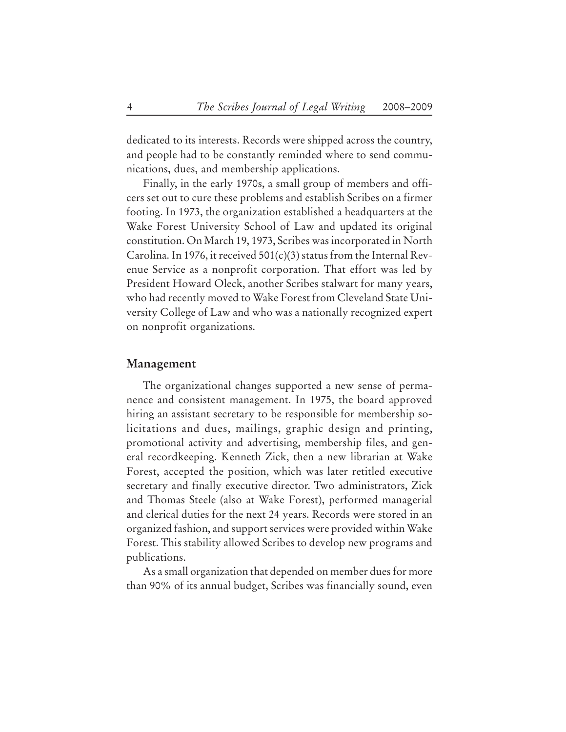dedicated to its interests. Records were shipped across the country, and people had to be constantly reminded where to send communications, dues, and membership applications.

Finally, in the early 1970s, a small group of members and officers set out to cure these problems and establish Scribes on a firmer footing. In 1973, the organization established a headquarters at the Wake Forest University School of Law and updated its original constitution. On March 19, 1973, Scribes was incorporated in North Carolina. In 1976, it received 501(c)(3) status from the Internal Revenue Service as a nonprofit corporation. That effort was led by President Howard Oleck, another Scribes stalwart for many years, who had recently moved to Wake Forest from Cleveland State University College of Law and who was a nationally recognized expert on nonprofit organizations.

## Management

The organizational changes supported a new sense of permanence and consistent management. In 1975, the board approved hiring an assistant secretary to be responsible for membership solicitations and dues, mailings, graphic design and printing, promotional activity and advertising, membership files, and general recordkeeping. Kenneth Zick, then a new librarian at Wake Forest, accepted the position, which was later retitled executive secretary and finally executive director. Two administrators, Zick and Thomas Steele (also at Wake Forest), performed managerial and clerical duties for the next 24 years. Records were stored in an organized fashion, and support services were provided within Wake Forest. This stability allowed Scribes to develop new programs and publications.

As a small organization that depended on member dues for more than 90% of its annual budget, Scribes was financially sound, even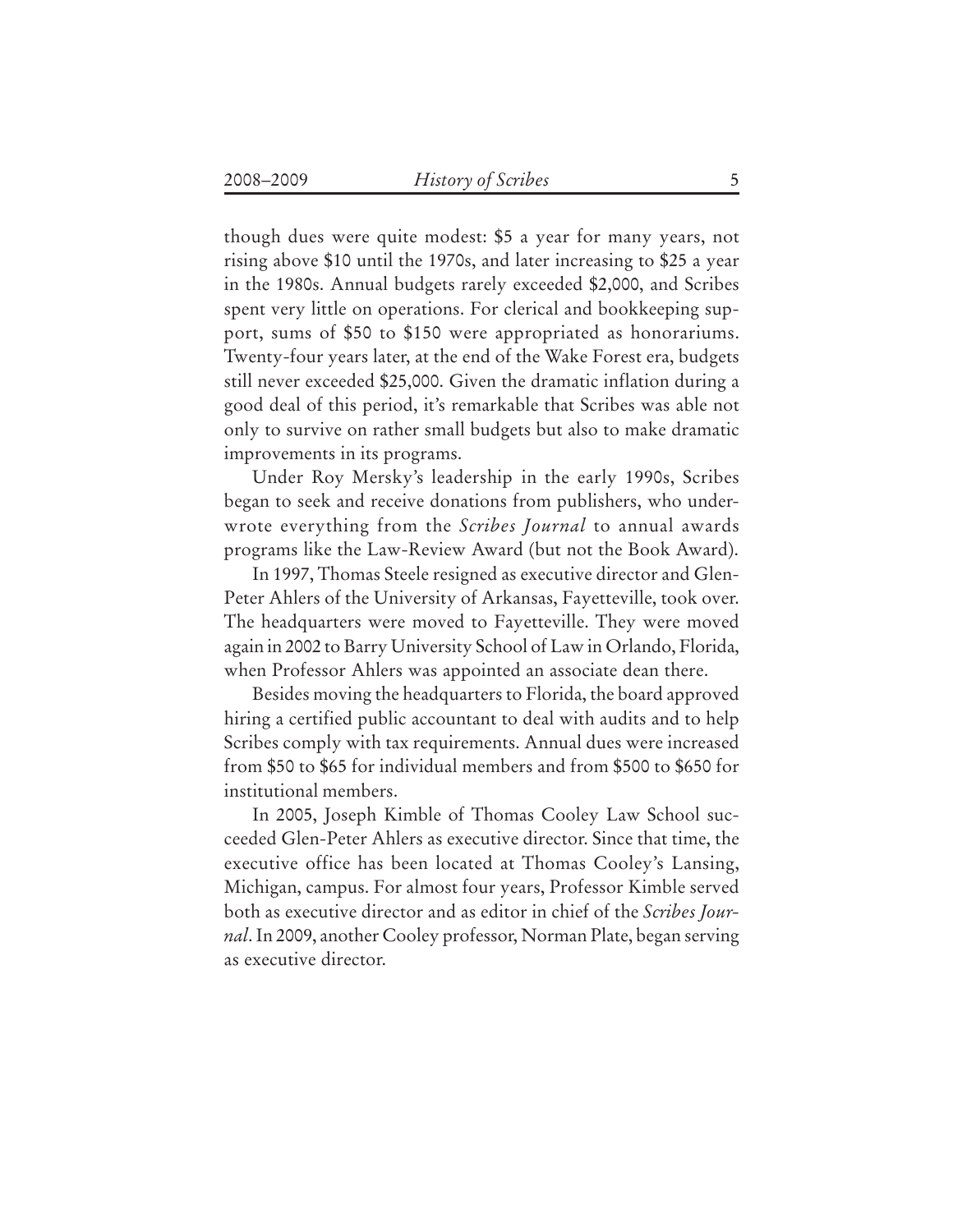though dues were quite modest: $5 a year for many years, not rising above $10 until the 1970s, and later increasing to $25 a year in the 1980s. Annual budgets rarely exceeded $2,000, and Scribes spent very little on operations. For clerical and bookkeeping support, sums of $50 to $150 were appropriated as honorariums. Twenty-four years later, at the end of the Wake Forest era, budgets still never exceeded $25,000. Given the dramatic inflation during a good deal of this period, it's remarkable that Scribes was able not only to survive on rather small budgets but also to make dramatic improvements in its programs.

Under Roy Mersky's leadership in the early 1990s, Scribes began to seek and receive donations from publishers, who underwrote everything from the *Scribes Journal* to annual awards programs like the Law-Review Award (but not the Book Award).

In 1997, Thomas Steele resigned as executive director and Glen-Peter Ahlers of the University of Arkansas, Fayetteville, took over. The headquarters were moved to Fayetteville. They were moved again in 2002 to Barry University School of Law in Orlando, Florida, when Professor Ahlers was appointed an associate dean there.

Besides moving the headquarters to Florida, the board approved hiring a certified public accountant to deal with audits and to help Scribes comply with tax requirements. Annual dues were increased from $50 to $65 for individual members and from $500 to $650 for institutional members.

In 2005, Joseph Kimble of Thomas Cooley Law School succeeded Glen-Peter Ahlers as executive director. Since that time, the executive office has been located at Thomas Cooley's Lansing, Michigan, campus. For almost four years, Professor Kimble served both as executive director and as editor in chief of the *Scribes Journal*. In 2009, another Cooley professor, Norman Plate, began serving as executive director.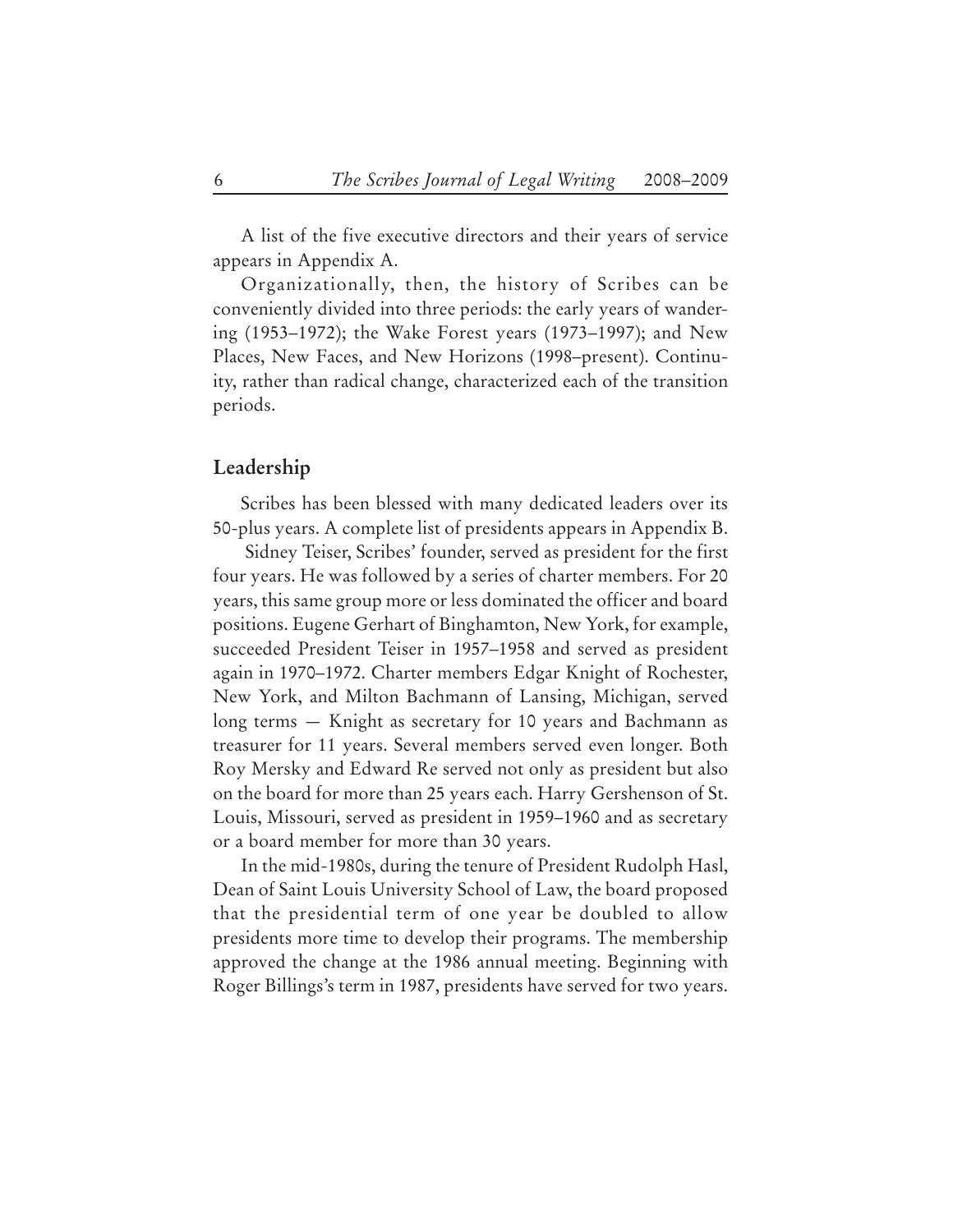A list of the five executive directors and their years of service appears in Appendix A.

Organizationally, then, the history of Scribes can be conveniently divided into three periods: the early years of wandering (1953–1972); the Wake Forest years (1973–1997); and New Places, New Faces, and New Horizons (1998–present). Continuity, rather than radical change, characterized each of the transition periods.

## Leadership

Scribes has been blessed with many dedicated leaders over its 50-plus years. A complete list of presidents appears in Appendix B.

Sidney Teiser, Scribes' founder, served as president for the first four years. He was followed by a series of charter members. For 20 years, this same group more or less dominated the officer and board positions. Eugene Gerhart of Binghamton, New York, for example, succeeded President Teiser in 1957–1958 and served as president again in 1970–1972. Charter members Edgar Knight of Rochester, New York, and Milton Bachmann of Lansing, Michigan, served long terms — Knight as secretary for 10 years and Bachmann as treasurer for 11 years. Several members served even longer. Both Roy Mersky and Edward Re served not only as president but also on the board for more than 25 years each. Harry Gershenson of St. Louis, Missouri, served as president in 1959–1960 and as secretary or a board member for more than 30 years.

In the mid-1980s, during the tenure of President Rudolph Hasl, Dean of Saint Louis University School of Law, the board proposed that the presidential term of one year be doubled to allow presidents more time to develop their programs. The membership approved the change at the 1986 annual meeting. Beginning with Roger Billings's term in 1987, presidents have served for two years.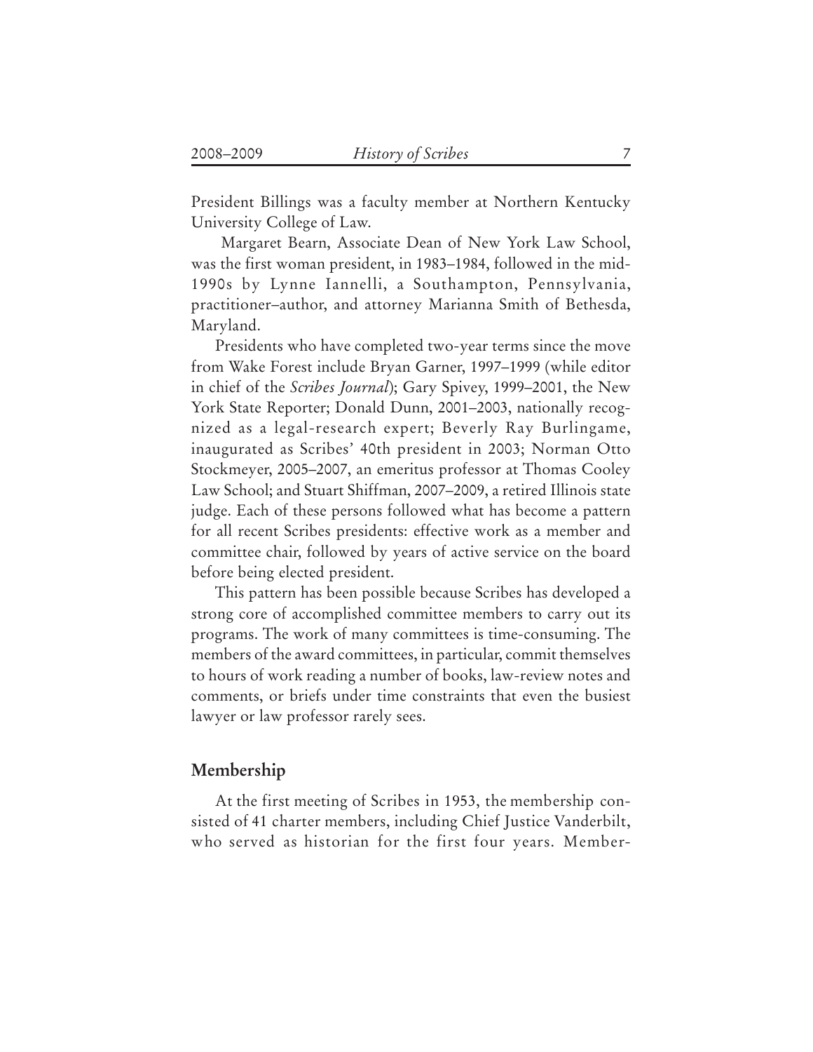President Billings was a faculty member at Northern Kentucky University College of Law.

Margaret Bearn, Associate Dean of New York Law School, was the first woman president, in 1983–1984, followed in the mid-1990s by Lynne Iannelli, a Southampton, Pennsylvania, practitioner–author, and attorney Marianna Smith of Bethesda, Maryland.

Presidents who have completed two-year terms since the move from Wake Forest include Bryan Garner, 1997–1999 (while editor in chief of the *Scribes Journal*); Gary Spivey, 1999–2001, the New York State Reporter; Donald Dunn, 2001–2003, nationally recognized as a legal-research expert; Beverly Ray Burlingame, inaugurated as Scribes' 40th president in 2003; Norman Otto Stockmeyer, 2005–2007, an emeritus professor at Thomas Cooley Law School; and Stuart Shiffman, 2007–2009, a retired Illinois state judge. Each of these persons followed what has become a pattern for all recent Scribes presidents: effective work as a member and committee chair, followed by years of active service on the board before being elected president.

This pattern has been possible because Scribes has developed a strong core of accomplished committee members to carry out its programs. The work of many committees is time-consuming. The members of the award committees, in particular, commit themselves to hours of work reading a number of books, law-review notes and comments, or briefs under time constraints that even the busiest lawyer or law professor rarely sees.

## Membership

At the first meeting of Scribes in 1953, the membership consisted of 41 charter members, including Chief Justice Vanderbilt, who served as historian for the first four years. Member-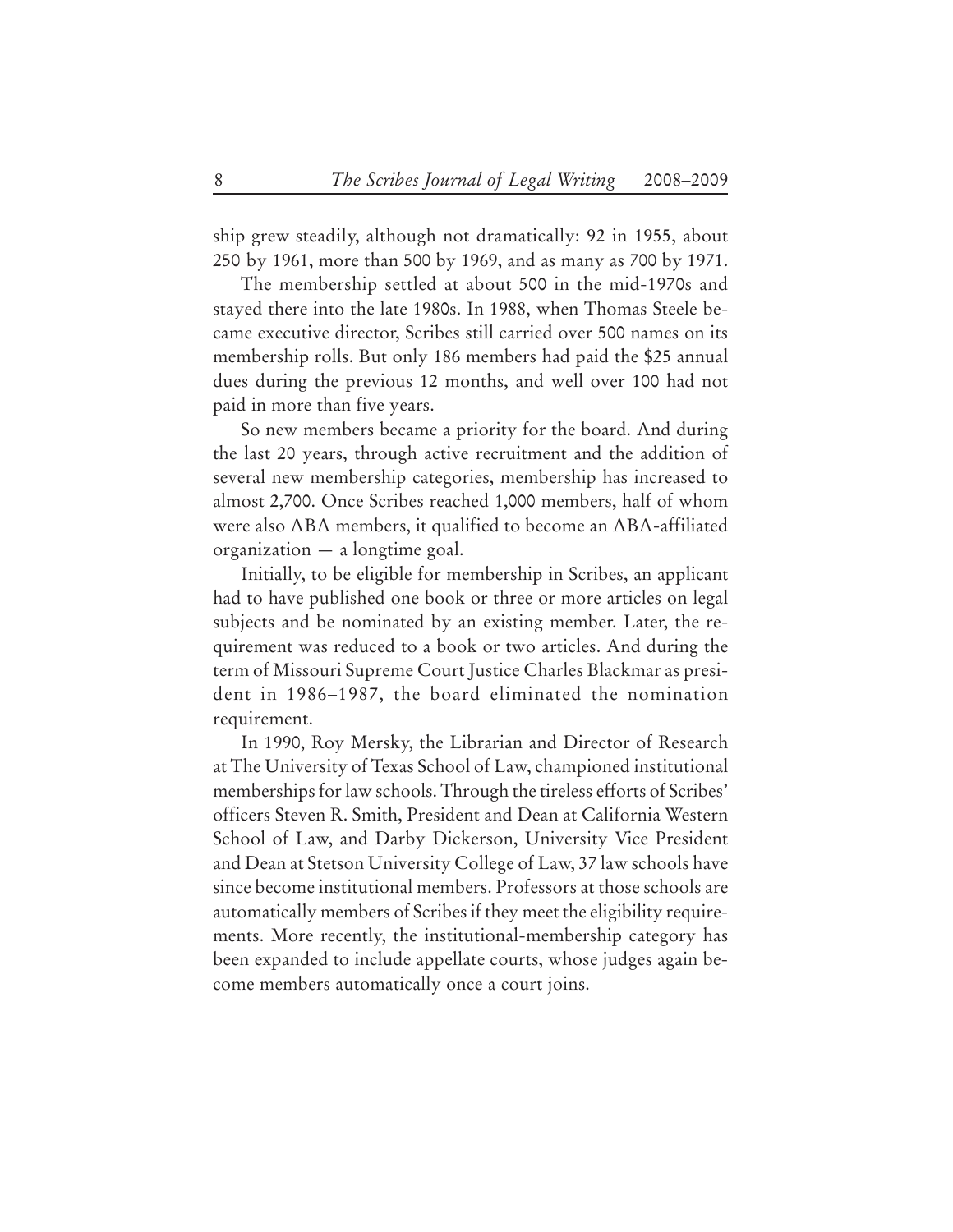ship grew steadily, although not dramatically: 92 in 1955, about 250 by 1961, more than 500 by 1969, and as many as 700 by 1971.

The membership settled at about 500 in the mid-1970s and stayed there into the late 1980s. In 1988, when Thomas Steele became executive director, Scribes still carried over 500 names on its membership rolls. But only 186 members had paid the $25 annual dues during the previous 12 months, and well over 100 had not paid in more than five years.

So new members became a priority for the board. And during the last 20 years, through active recruitment and the addition of several new membership categories, membership has increased to almost 2,700. Once Scribes reached 1,000 members, half of whom were also ABA members, it qualified to become an ABA-affiliated organization — a longtime goal.

Initially, to be eligible for membership in Scribes, an applicant had to have published one book or three or more articles on legal subjects and be nominated by an existing member. Later, the requirement was reduced to a book or two articles. And during the term of Missouri Supreme Court Justice Charles Blackmar as president in 1986–1987, the board eliminated the nomination requirement.

In 1990, Roy Mersky, the Librarian and Director of Research at The University of Texas School of Law, championed institutional memberships for law schools. Through the tireless efforts of Scribes' officers Steven R. Smith, President and Dean at California Western School of Law, and Darby Dickerson, University Vice President and Dean at Stetson University College of Law, 37 law schools have since become institutional members. Professors at those schools are automatically members of Scribes if they meet the eligibility requirements. More recently, the institutional-membership category has been expanded to include appellate courts, whose judges again become members automatically once a court joins.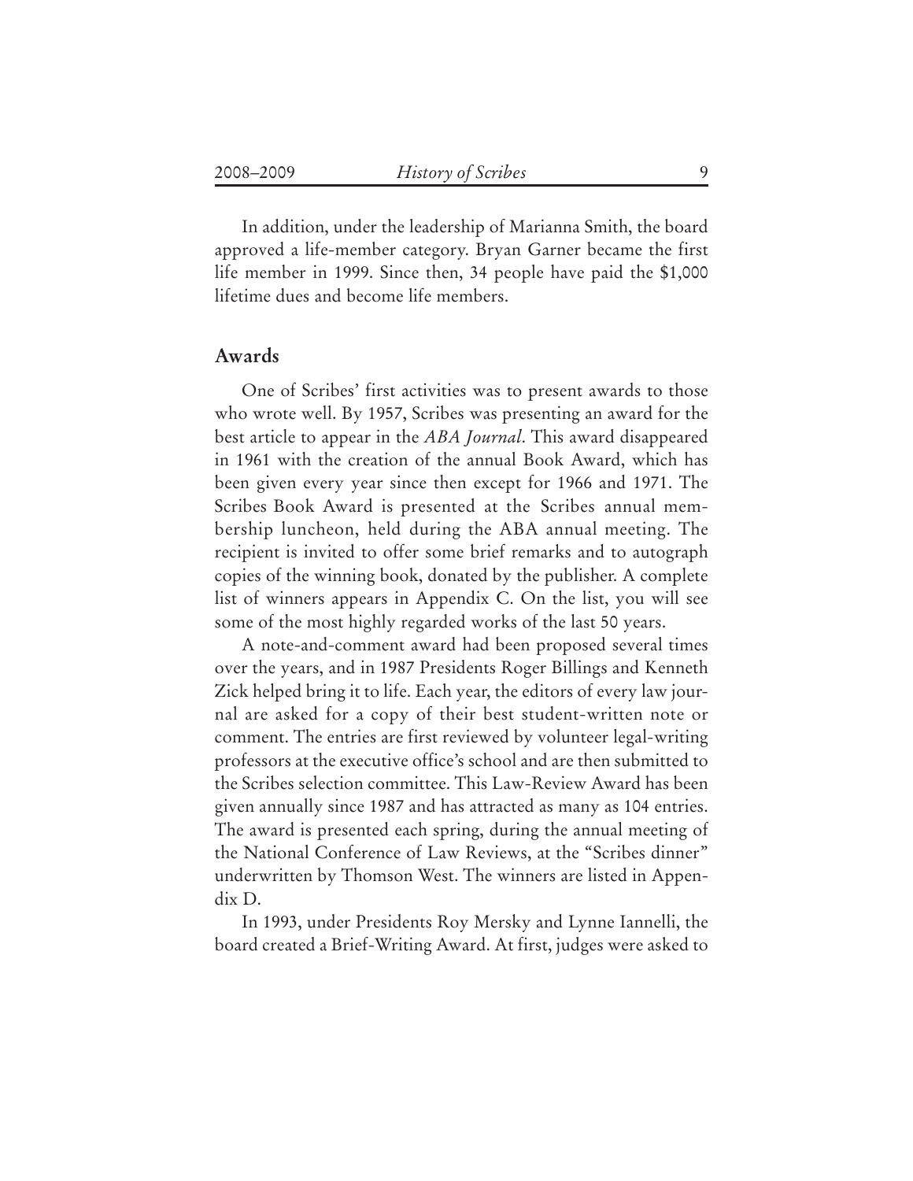In addition, under the leadership of Marianna Smith, the board approved a life-member category. Bryan Garner became the first life member in 1999. Since then, 34 people have paid the $1,000 lifetime dues and become life members.

## Awards

One of Scribes' first activities was to present awards to those who wrote well. By 1957, Scribes was presenting an award for the best article to appear in the *ABA Journal*. This award disappeared in 1961 with the creation of the annual Book Award, which has been given every year since then except for 1966 and 1971. The Scribes Book Award is presented at the Scribes annual membership luncheon, held during the ABA annual meeting. The recipient is invited to offer some brief remarks and to autograph copies of the winning book, donated by the publisher. A complete list of winners appears in Appendix C. On the list, you will see some of the most highly regarded works of the last 50 years.

A note-and-comment award had been proposed several times over the years, and in 1987 Presidents Roger Billings and Kenneth Zick helped bring it to life. Each year, the editors of every law journal are asked for a copy of their best student-written note or comment. The entries are first reviewed by volunteer legal-writing professors at the executive office's school and are then submitted to the Scribes selection committee. This Law-Review Award has been given annually since 1987 and has attracted as many as 104 entries. The award is presented each spring, during the annual meeting of the National Conference of Law Reviews, at the "Scribes dinner" underwritten by Thomson West. The winners are listed in Appendix D.

In 1993, under Presidents Roy Mersky and Lynne Iannelli, the board created a Brief-Writing Award. At first, judges were asked to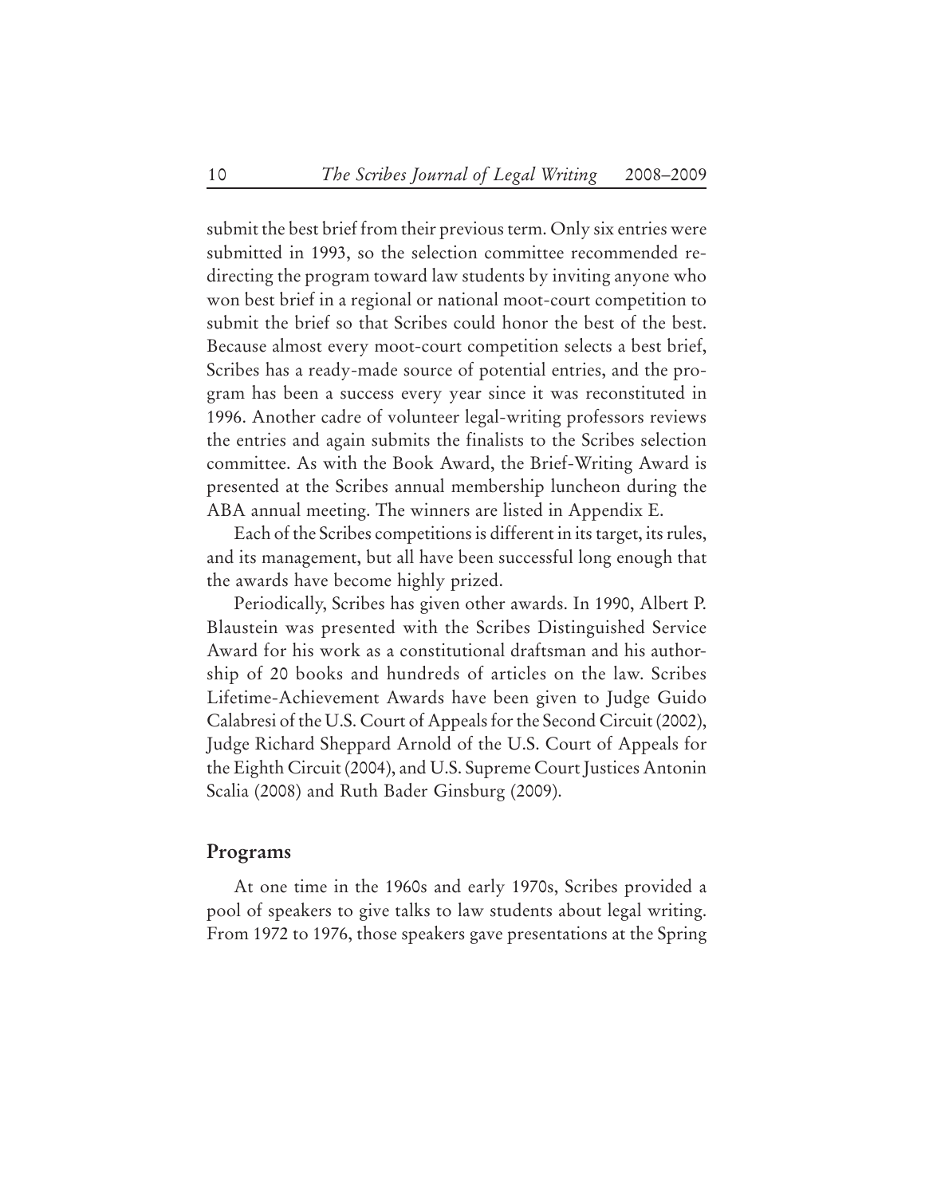submit the best brief from their previous term. Only six entries were submitted in 1993, so the selection committee recommended redirecting the program toward law students by inviting anyone who won best brief in a regional or national moot-court competition to submit the brief so that Scribes could honor the best of the best. Because almost every moot-court competition selects a best brief, Scribes has a ready-made source of potential entries, and the program has been a success every year since it was reconstituted in 1996. Another cadre of volunteer legal-writing professors reviews the entries and again submits the finalists to the Scribes selection committee. As with the Book Award, the Brief-Writing Award is presented at the Scribes annual membership luncheon during the ABA annual meeting. The winners are listed in Appendix E.

Each of the Scribes competitions is different in its target, its rules, and its management, but all have been successful long enough that the awards have become highly prized.

Periodically, Scribes has given other awards. In 1990, Albert P. Blaustein was presented with the Scribes Distinguished Service Award for his work as a constitutional draftsman and his authorship of 20 books and hundreds of articles on the law. Scribes Lifetime-Achievement Awards have been given to Judge Guido Calabresi of the U.S. Court of Appeals for the Second Circuit (2002), Judge Richard Sheppard Arnold of the U.S. Court of Appeals for the Eighth Circuit (2004), and U.S. Supreme Court Justices Antonin Scalia (2008) and Ruth Bader Ginsburg (2009).

## Programs

At one time in the 1960s and early 1970s, Scribes provided a pool of speakers to give talks to law students about legal writing. From 1972 to 1976, those speakers gave presentations at the Spring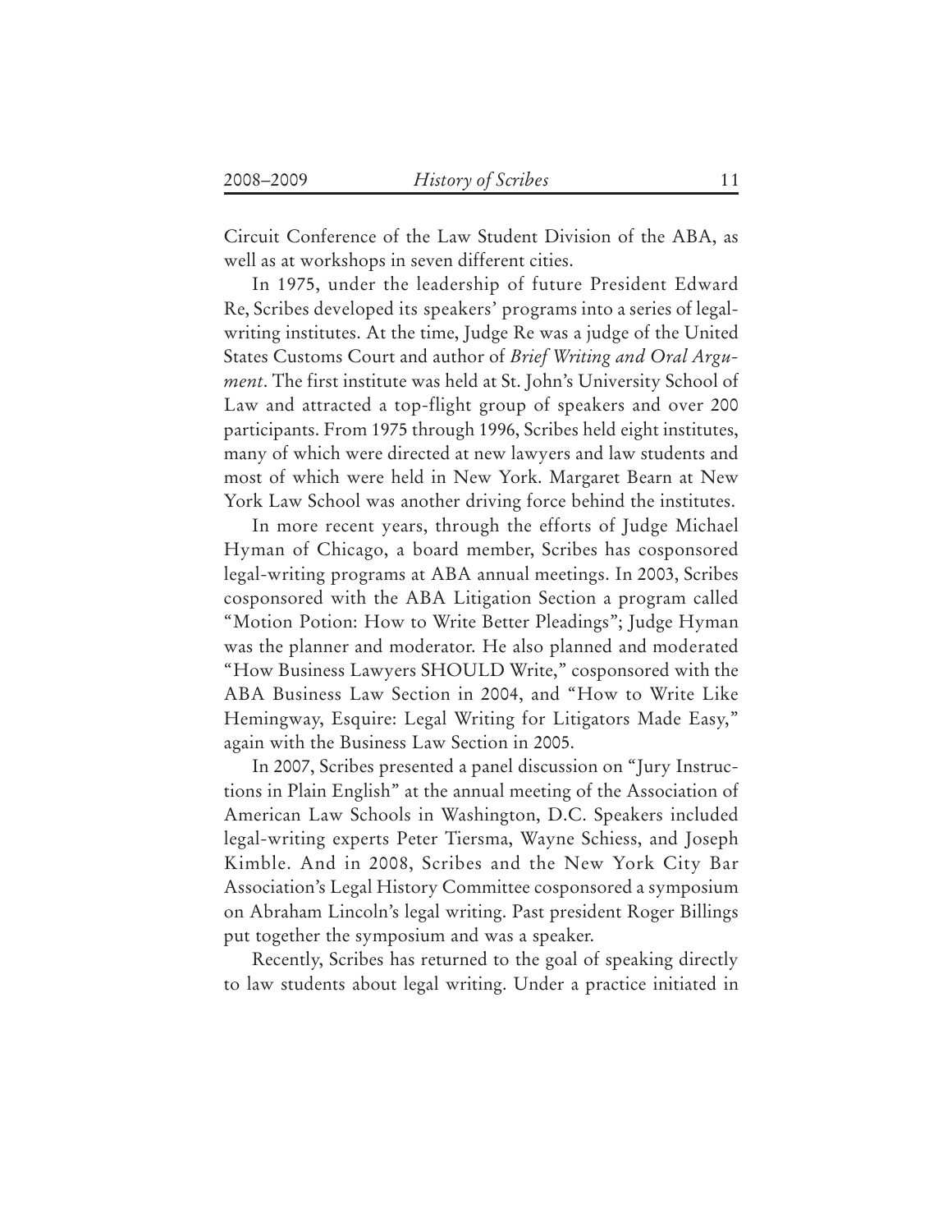Circuit Conference of the Law Student Division of the ABA, as well as at workshops in seven different cities.

In 1975, under the leadership of future President Edward Re, Scribes developed its speakers' programs into a series of legal-writing institutes. At the time, Judge Re was a judge of the United States Customs Court and author of *Brief Writing and Oral Argument*. The first institute was held at St. John's University School of Law and attracted a top-flight group of speakers and over 200 participants. From 1975 through 1996, Scribes held eight institutes, many of which were directed at new lawyers and law students and most of which were held in New York. Margaret Bearn at New York Law School was another driving force behind the institutes.

In more recent years, through the efforts of Judge Michael Hyman of Chicago, a board member, Scribes has cosponsored legal-writing programs at ABA annual meetings. In 2003, Scribes cosponsored with the ABA Litigation Section a program called "Motion Potion: How to Write Better Pleadings"; Judge Hyman was the planner and moderator. He also planned and moderated "How Business Lawyers SHOULD Write," cosponsored with the ABA Business Law Section in 2004, and "How to Write Like Hemingway, Esquire: Legal Writing for Litigators Made Easy," again with the Business Law Section in 2005.

In 2007, Scribes presented a panel discussion on "Jury Instructions in Plain English" at the annual meeting of the Association of American Law Schools in Washington, D.C. Speakers included legal-writing experts Peter Tiersma, Wayne Schiess, and Joseph Kimble. And in 2008, Scribes and the New York City Bar Association's Legal History Committee cosponsored a symposium on Abraham Lincoln's legal writing. Past president Roger Billings put together the symposium and was a speaker.

Recently, Scribes has returned to the goal of speaking directly to law students about legal writing. Under a practice initiated in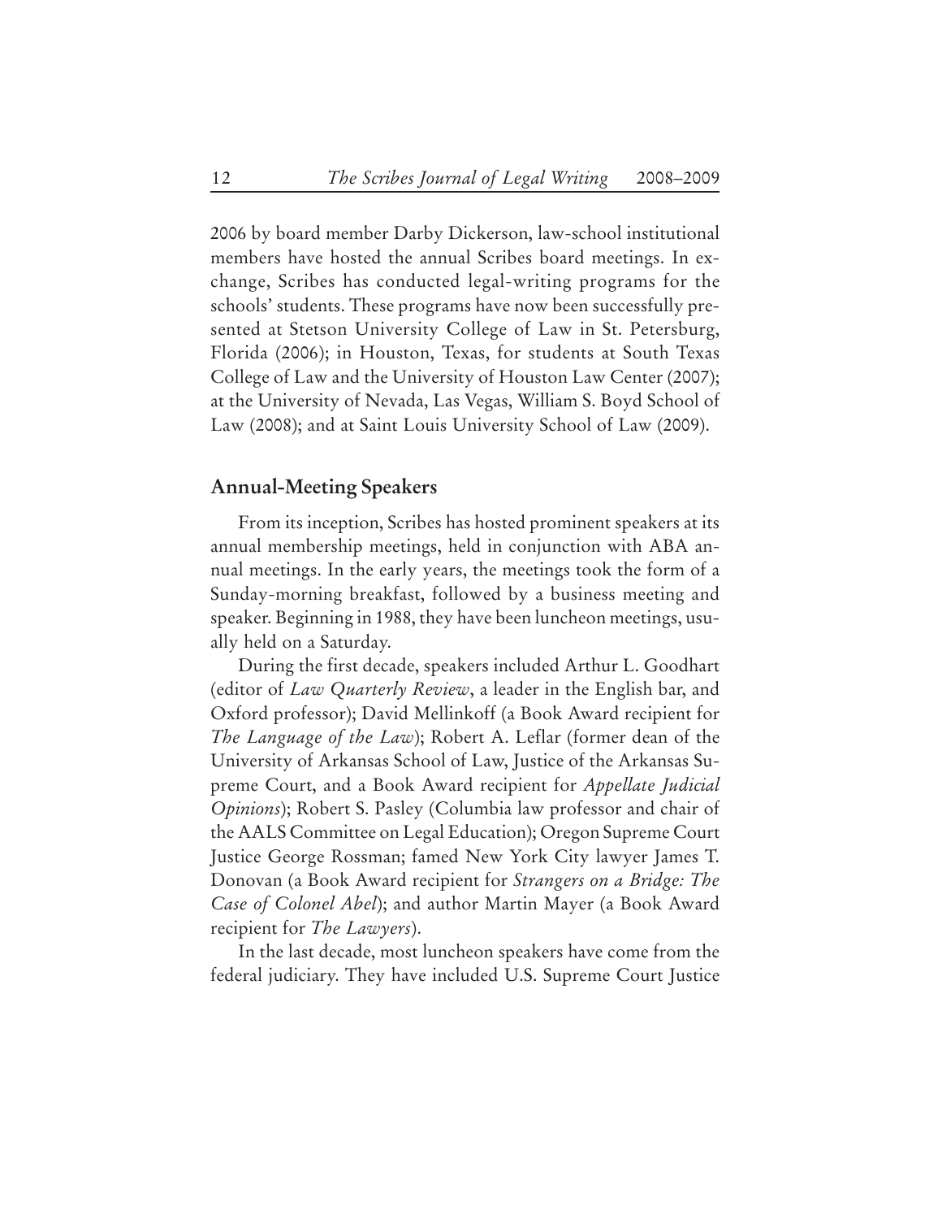2006 by board member Darby Dickerson, law-school institutional members have hosted the annual Scribes board meetings. In exchange, Scribes has conducted legal-writing programs for the schools' students. These programs have now been successfully presented at Stetson University College of Law in St. Petersburg, Florida (2006); in Houston, Texas, for students at South Texas College of Law and the University of Houston Law Center (2007); at the University of Nevada, Las Vegas, William S. Boyd School of Law (2008); and at Saint Louis University School of Law (2009).

## Annual-Meeting Speakers

From its inception, Scribes has hosted prominent speakers at its annual membership meetings, held in conjunction with ABA annual meetings. In the early years, the meetings took the form of a Sunday-morning breakfast, followed by a business meeting and speaker. Beginning in 1988, they have been luncheon meetings, usually held on a Saturday.

During the first decade, speakers included Arthur L. Goodhart (editor of *Law Quarterly Review*, a leader in the English bar, and Oxford professor); David Mellinkoff (a Book Award recipient for *The Language of the Law*); Robert A. Leflar (former dean of the University of Arkansas School of Law, Justice of the Arkansas Supreme Court, and a Book Award recipient for *Appellate Judicial Opinions*); Robert S. Pasley (Columbia law professor and chair of the AALS Committee on Legal Education); Oregon Supreme Court Justice George Rossman; famed New York City lawyer James T. Donovan (a Book Award recipient for *Strangers on a Bridge: The Case of Colonel Abel*); and author Martin Mayer (a Book Award recipient for *The Lawyers*).

In the last decade, most luncheon speakers have come from the federal judiciary. They have included U.S. Supreme Court Justice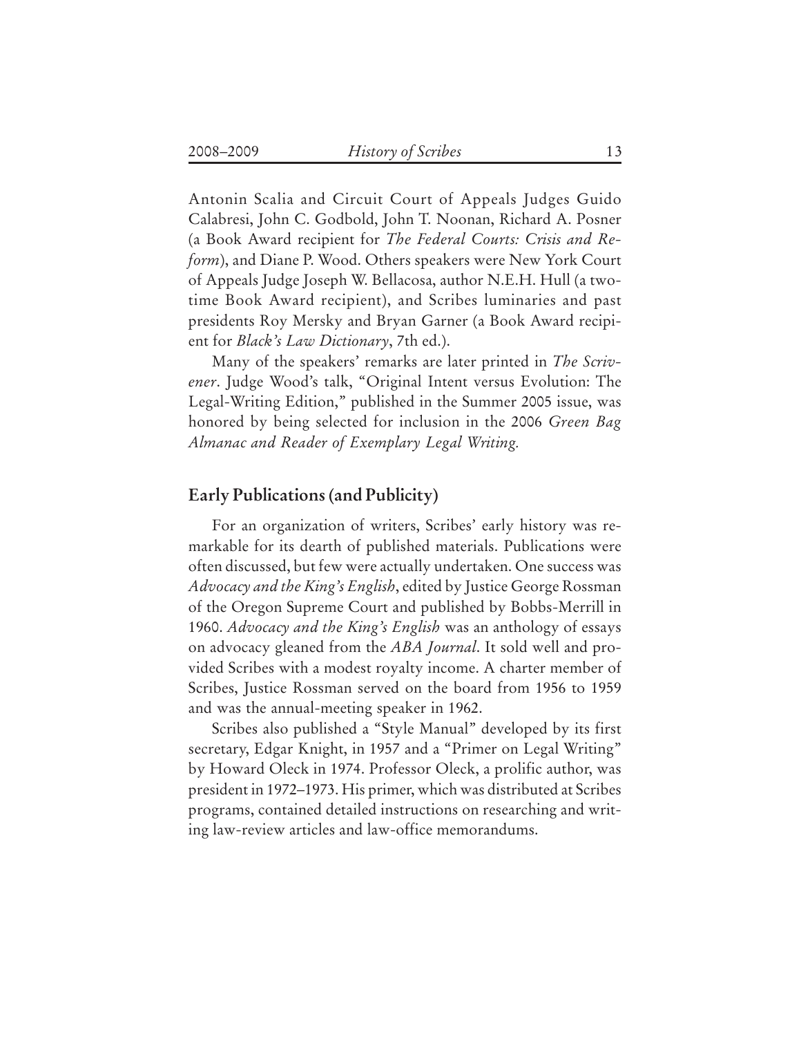Antonin Scalia and Circuit Court of Appeals Judges Guido Calabresi, John C. Godbold, John T. Noonan, Richard A. Posner (a Book Award recipient for *The Federal Courts: Crisis and Reform*), and Diane P. Wood. Others speakers were New York Court of Appeals Judge Joseph W. Bellacosa, author N.E.H. Hull (a two-time Book Award recipient), and Scribes luminaries and past presidents Roy Mersky and Bryan Garner (a Book Award recipient for *Black's Law Dictionary*, 7th ed.).

Many of the speakers' remarks are later printed in *The Scrivener*. Judge Wood's talk, "Original Intent versus Evolution: The Legal-Writing Edition," published in the Summer 2005 issue, was honored by being selected for inclusion in the 2006 *Green Bag Almanac and Reader of Exemplary Legal Writing.*

## Early Publications (and Publicity)

For an organization of writers, Scribes' early history was remarkable for its dearth of published materials. Publications were often discussed, but few were actually undertaken. One success was *Advocacy and the King's English*, edited by Justice George Rossman of the Oregon Supreme Court and published by Bobbs-Merrill in 1960. *Advocacy and the King's English* was an anthology of essays on advocacy gleaned from the *ABA Journal*. It sold well and provided Scribes with a modest royalty income. A charter member of Scribes, Justice Rossman served on the board from 1956 to 1959 and was the annual-meeting speaker in 1962.

Scribes also published a "Style Manual" developed by its first secretary, Edgar Knight, in 1957 and a "Primer on Legal Writing" by Howard Oleck in 1974. Professor Oleck, a prolific author, was president in 1972–1973. His primer, which was distributed at Scribes programs, contained detailed instructions on researching and writing law-review articles and law-office memorandums.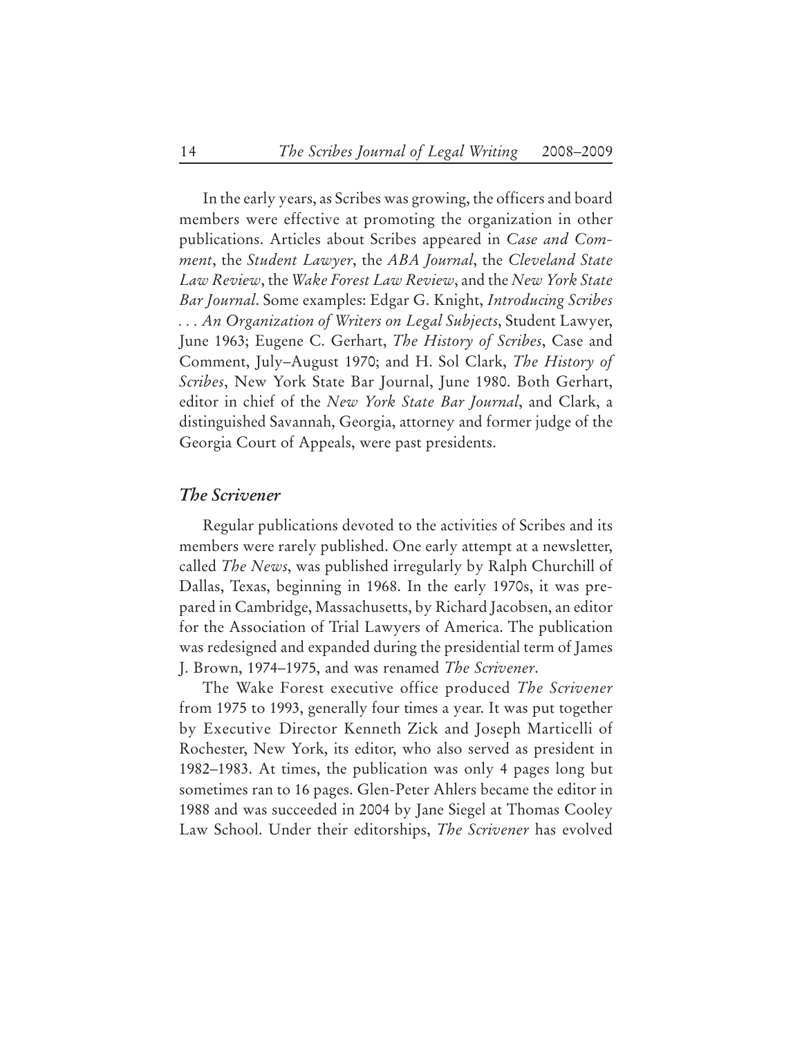In the early years, as Scribes was growing, the officers and board members were effective at promoting the organization in other publications. Articles about Scribes appeared in *Case and Comment*, the *Student Lawyer*, the *ABA Journal*, the *Cleveland State Law Review*, the *Wake Forest Law Review*, and the *New York State Bar Journal*. Some examples: Edgar G. Knight, *Introducing Scribes . . . An Organization of Writers on Legal Subjects*, Student Lawyer, June 1963; Eugene C. Gerhart, *The History of Scribes*, Case and Comment, July–August 1970; and H. Sol Clark, *The History of Scribes*, New York State Bar Journal, June 1980. Both Gerhart, editor in chief of the *New York State Bar Journal*, and Clark, a distinguished Savannah, Georgia, attorney and former judge of the Georgia Court of Appeals, were past presidents.

## *The Scrivener*

Regular publications devoted to the activities of Scribes and its members were rarely published. One early attempt at a newsletter, called *The News*, was published irregularly by Ralph Churchill of Dallas, Texas, beginning in 1968. In the early 1970s, it was prepared in Cambridge, Massachusetts, by Richard Jacobsen, an editor for the Association of Trial Lawyers of America. The publication was redesigned and expanded during the presidential term of James J. Brown, 1974–1975, and was renamed *The Scrivener*.

The Wake Forest executive office produced *The Scrivener* from 1975 to 1993, generally four times a year. It was put together by Executive Director Kenneth Zick and Joseph Marticelli of Rochester, New York, its editor, who also served as president in 1982–1983. At times, the publication was only 4 pages long but sometimes ran to 16 pages. Glen-Peter Ahlers became the editor in 1988 and was succeeded in 2004 by Jane Siegel at Thomas Cooley Law School. Under their editorships, *The Scrivener* has evolved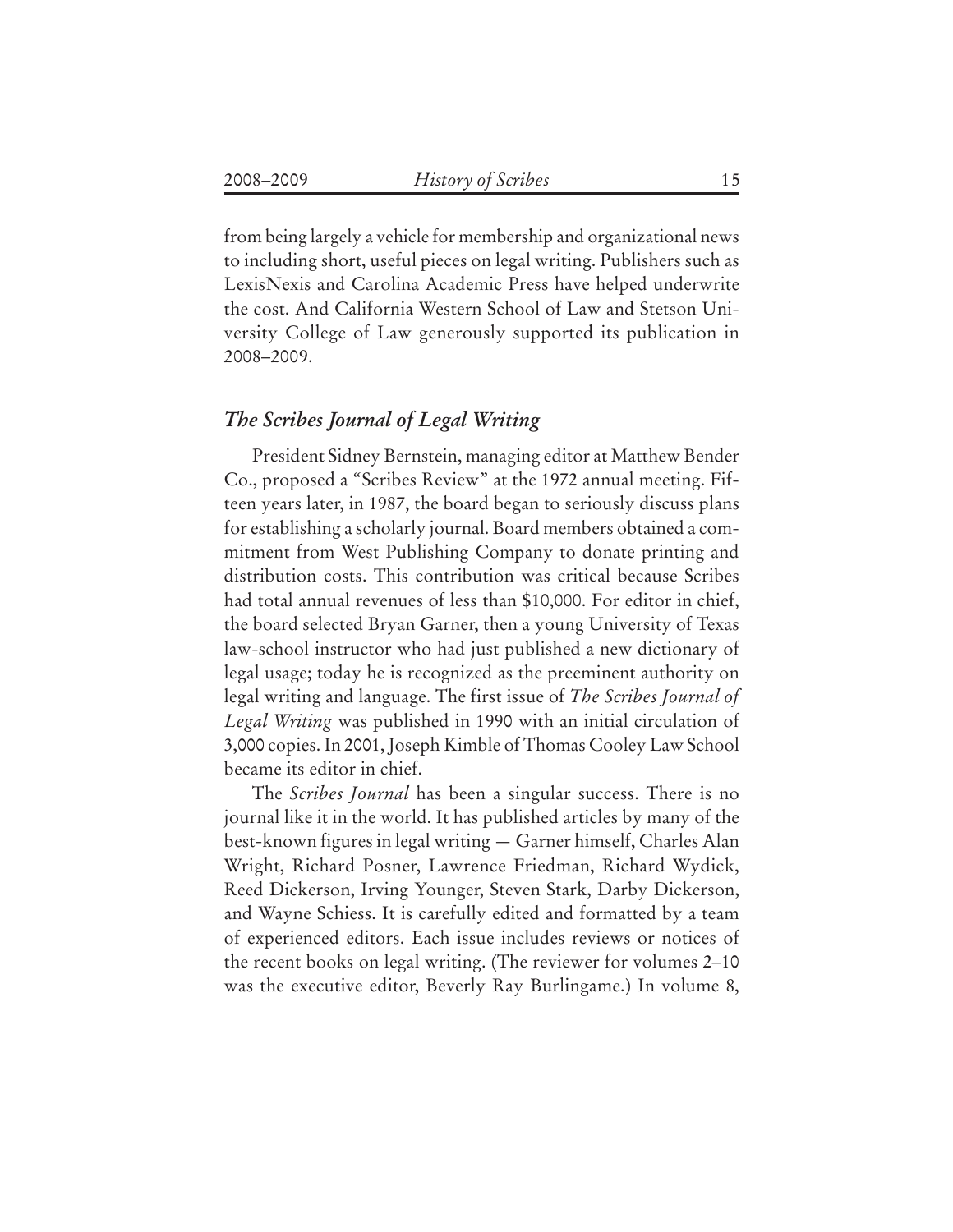from being largely a vehicle for membership and organizational news to including short, useful pieces on legal writing. Publishers such as LexisNexis and Carolina Academic Press have helped underwrite the cost. And California Western School of Law and Stetson University College of Law generously supported its publication in 2008–2009.

### *The Scribes Journal of Legal Writing*

President Sidney Bernstein, managing editor at Matthew Bender Co., proposed a "Scribes Review" at the 1972 annual meeting. Fifteen years later, in 1987, the board began to seriously discuss plans for establishing a scholarly journal. Board members obtained a commitment from West Publishing Company to donate printing and distribution costs. This contribution was critical because Scribes had total annual revenues of less than $10,000. For editor in chief, the board selected Bryan Garner, then a young University of Texas law-school instructor who had just published a new dictionary of legal usage; today he is recognized as the preeminent authority on legal writing and language. The first issue of *The Scribes Journal of Legal Writing* was published in 1990 with an initial circulation of 3,000 copies. In 2001, Joseph Kimble of Thomas Cooley Law School became its editor in chief.

The *Scribes Journal* has been a singular success. There is no journal like it in the world. It has published articles by many of the best-known figures in legal writing — Garner himself, Charles Alan Wright, Richard Posner, Lawrence Friedman, Richard Wydick, Reed Dickerson, Irving Younger, Steven Stark, Darby Dickerson, and Wayne Schiess. It is carefully edited and formatted by a team of experienced editors. Each issue includes reviews or notices of the recent books on legal writing. (The reviewer for volumes 2–10 was the executive editor, Beverly Ray Burlingame.) In volume 8,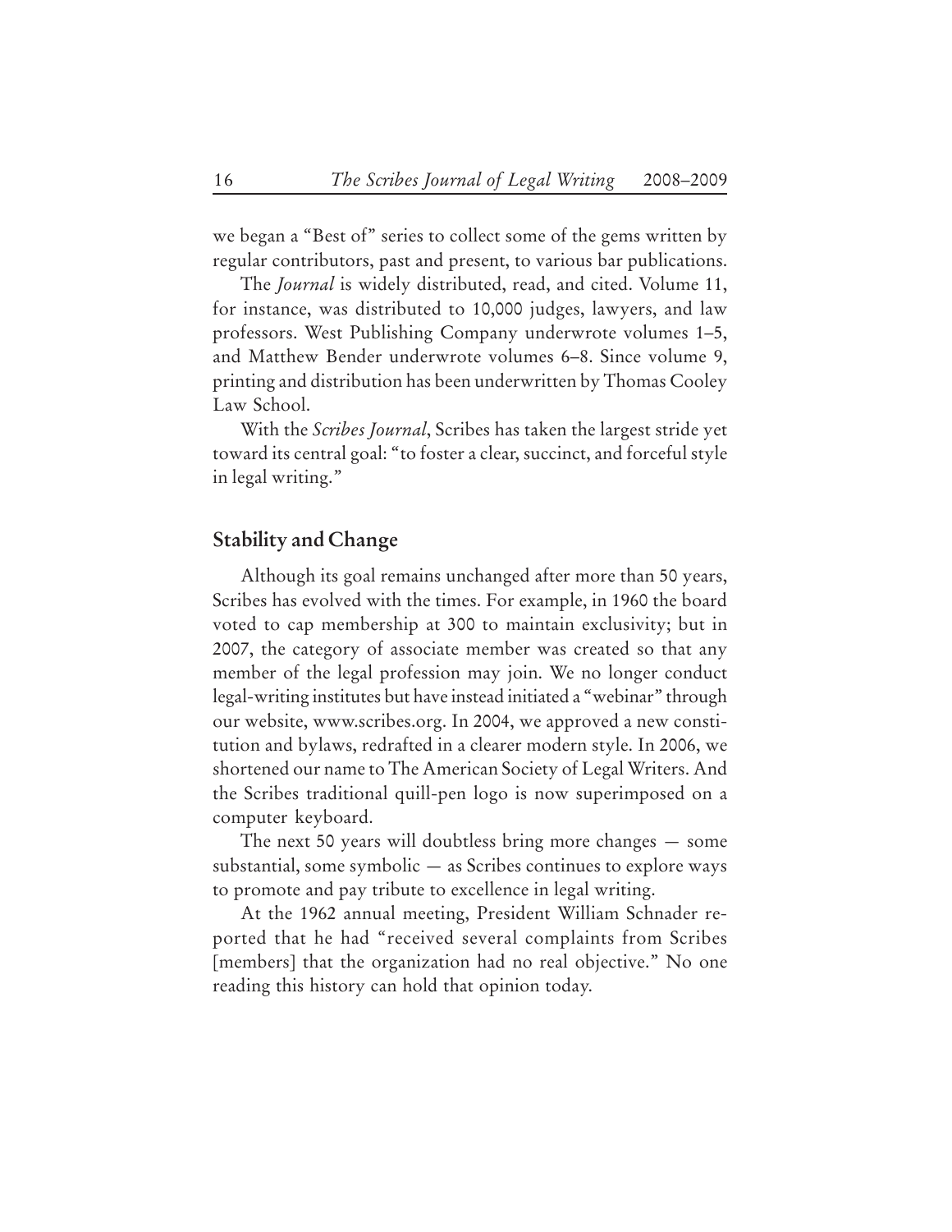we began a "Best of" series to collect some of the gems written by regular contributors, past and present, to various bar publications.

The *Journal* is widely distributed, read, and cited. Volume 11, for instance, was distributed to 10,000 judges, lawyers, and law professors. West Publishing Company underwrote volumes 1–5, and Matthew Bender underwrote volumes 6–8. Since volume 9, printing and distribution has been underwritten by Thomas Cooley Law School.

With the *Scribes Journal*, Scribes has taken the largest stride yet toward its central goal: "to foster a clear, succinct, and forceful style in legal writing."

## Stability and Change

Although its goal remains unchanged after more than 50 years, Scribes has evolved with the times. For example, in 1960 the board voted to cap membership at 300 to maintain exclusivity; but in 2007, the category of associate member was created so that any member of the legal profession may join. We no longer conduct legal-writing institutes but have instead initiated a "webinar" through our website, www.scribes.org. In 2004, we approved a new constitution and bylaws, redrafted in a clearer modern style. In 2006, we shortened our name to The American Society of Legal Writers. And the Scribes traditional quill-pen logo is now superimposed on a computer keyboard.

The next 50 years will doubtless bring more changes — some substantial, some symbolic — as Scribes continues to explore ways to promote and pay tribute to excellence in legal writing.

At the 1962 annual meeting, President William Schnader reported that he had "received several complaints from Scribes [members] that the organization had no real objective." No one reading this history can hold that opinion today.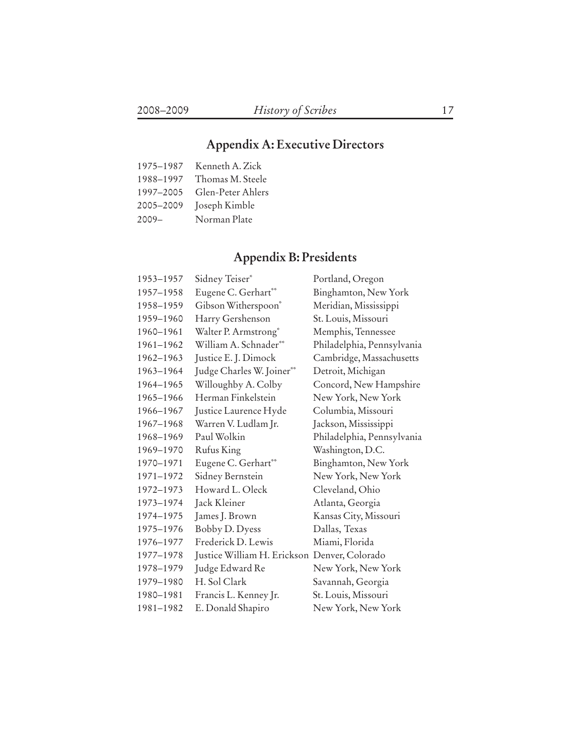## Appendix A: Executive Directors

| | |
|---|---|
| 1975–1987 | Kenneth A. Zick |
| 1988–1997 | Thomas M. Steele |
| 1997–2005 | Glen-Peter Ahlers |
| 2005–2009 | Joseph Kimble |
| 2009– | Norman Plate |

## Appendix B: Presidents

| | | |
|---|---|---|
| 1953–1957 | Sidney Teiser* | Portland, Oregon |
| 1957–1958 | Eugene C. Gerhart** | Binghamton, New York |
| 1958–1959 | Gibson Witherspoon* | Meridian, Mississippi |
| 1959–1960 | Harry Gershenson | St. Louis, Missouri |
| 1960–1961 | Walter P. Armstrong* | Memphis, Tennessee |
| 1961–1962 | William A. Schnader** | Philadelphia, Pennsylvania |
| 1962–1963 | Justice E. J. Dimock | Cambridge, Massachusetts |
| 1963–1964 | Judge Charles W. Joiner** | Detroit, Michigan |
| 1964–1965 | Willoughby A. Colby | Concord, New Hampshire |
| 1965–1966 | Herman Finkelstein | New York, New York |
| 1966–1967 | Justice Laurence Hyde | Columbia, Missouri |
| 1967–1968 | Warren V. Ludlam Jr. | Jackson, Mississippi |
| 1968–1969 | Paul Wolkin | Philadelphia, Pennsylvania |
| 1969–1970 | Rufus King | Washington, D.C. |
| 1970–1971 | Eugene C. Gerhart** | Binghamton, New York |
| 1971–1972 | Sidney Bernstein | New York, New York |
| 1972–1973 | Howard L. Oleck | Cleveland, Ohio |
| 1973–1974 | Jack Kleiner | Atlanta, Georgia |
| 1974–1975 | James J. Brown | Kansas City, Missouri |
| 1975–1976 | Bobby D. Dyess | Dallas, Texas |
| 1976–1977 | Frederick D. Lewis | Miami, Florida |
| 1977–1978 | Justice William H. Erickson | Denver, Colorado |
| 1978–1979 | Judge Edward Re | New York, New York |
| 1979–1980 | H. Sol Clark | Savannah, Georgia |
| 1980–1981 | Francis L. Kenney Jr. | St. Louis, Missouri |
| 1981–1982 | E. Donald Shapiro | New York, New York |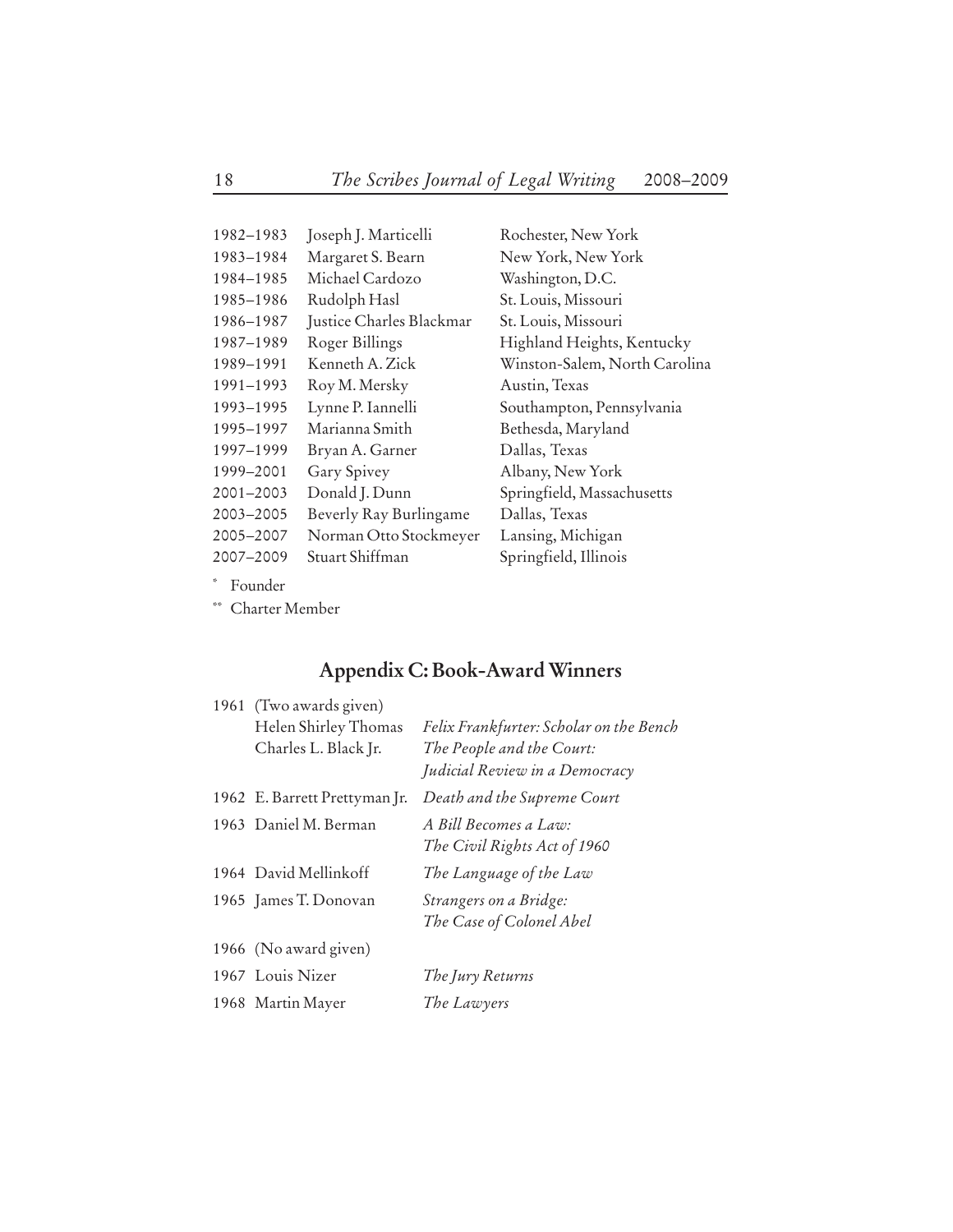| | | |
|---|---|---|
| 1982–1983 | Joseph J. Marticelli | Rochester, New York |
| 1983–1984 | Margaret S. Bearn | New York, New York |
| 1984–1985 | Michael Cardozo | Washington, D.C. |
| 1985–1986 | Rudolph Hasl | St. Louis, Missouri |
| 1986–1987 | Justice Charles Blackmar | St. Louis, Missouri |
| 1987–1989 | Roger Billings | Highland Heights, Kentucky |
| 1989–1991 | Kenneth A. Zick | Winston-Salem, North Carolina |
| 1991–1993 | Roy M. Mersky | Austin, Texas |
| 1993–1995 | Lynne P. Iannelli | Southampton, Pennsylvania |
| 1995–1997 | Marianna Smith | Bethesda, Maryland |
| 1997–1999 | Bryan A. Garner | Dallas, Texas |
| 1999–2001 | Gary Spivey | Albany, New York |
| 2001–2003 | Donald J. Dunn | Springfield, Massachusetts |
| 2003–2005 | Beverly Ray Burlingame | Dallas, Texas |
| 2005–2007 | Norman Otto Stockmeyer | Lansing, Michigan |
| 2007–2009 | Stuart Shiffman | Springfield, Illinois |

\* Founder

\*\* Charter Member

## Appendix C: Book-Award Winners

| | | |
|---|---|---|
| 1961 | (Two awards given) | |
| | Helen Shirley Thomas | *Felix Frankfurter: Scholar on the Bench* |
| | Charles L. Black Jr. | *The People and the Court: Judicial Review in a Democracy* |
| 1962 | E. Barrett Prettyman Jr. | *Death and the Supreme Court* |
| 1963 | Daniel M. Berman | *A Bill Becomes a Law: The Civil Rights Act of 1960* |
| 1964 | David Mellinkoff | *The Language of the Law* |
| 1965 | James T. Donovan | *Strangers on a Bridge: The Case of Colonel Abel* |
| 1966 | (No award given) | |
| 1967 | Louis Nizer | *The Jury Returns* |
| 1968 | Martin Mayer | *The Lawyers* |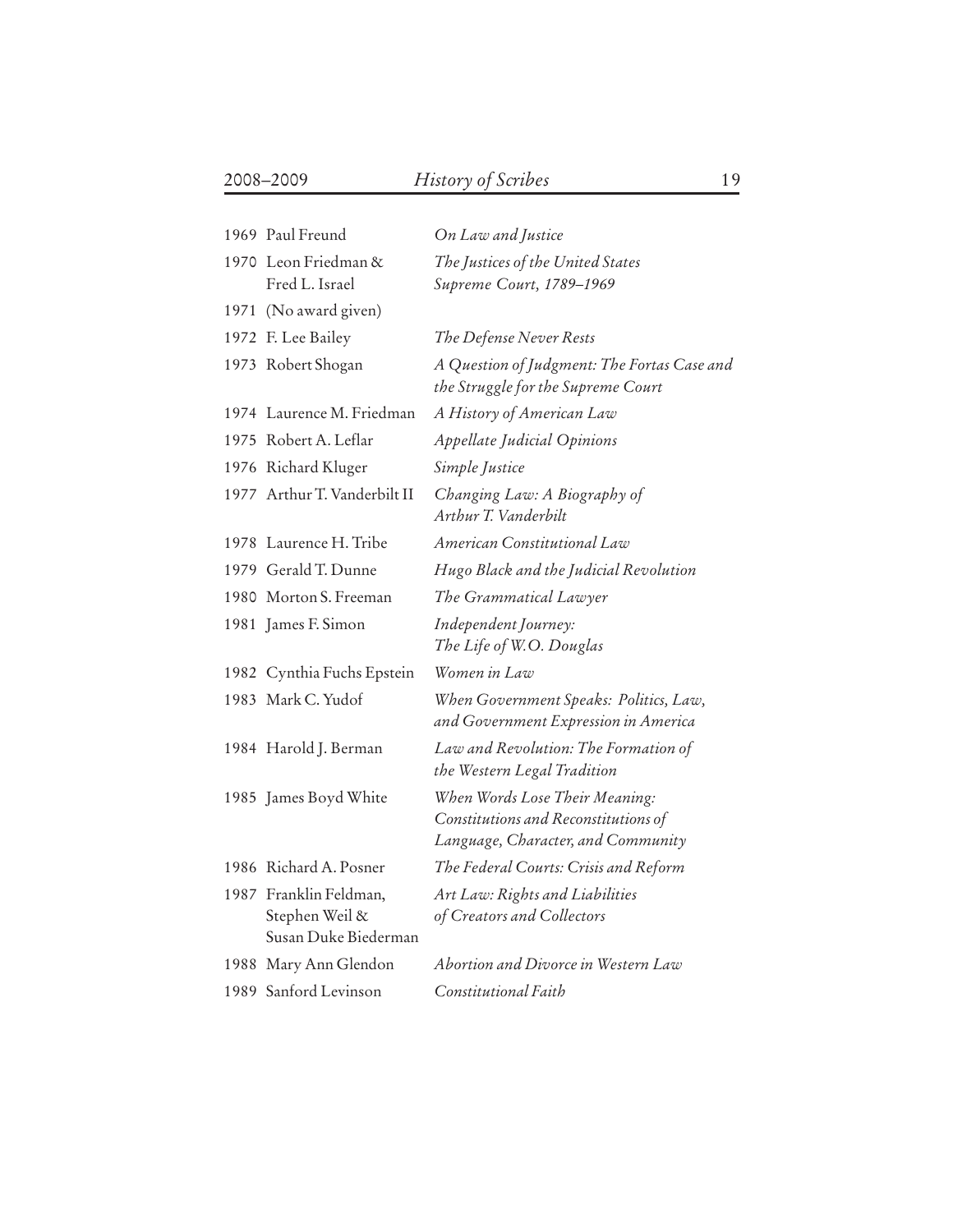| | | |
|---|---|---|
| 1969 | Paul Freund | *On Law and Justice* |
| 1970 | Leon Friedman & Fred L. Israel | *The Justices of the United States Supreme Court, 1789–1969* |
| 1971 | (No award given) | |
| 1972 | F. Lee Bailey | *The Defense Never Rests* |
| 1973 | Robert Shogan | *A Question of Judgment: The Fortas Case and the Struggle for the Supreme Court* |
| 1974 | Laurence M. Friedman | *A History of American Law* |
| 1975 | Robert A. Leflar | *Appellate Judicial Opinions* |
| 1976 | Richard Kluger | *Simple Justice* |
| 1977 | Arthur T. Vanderbilt II | *Changing Law: A Biography of Arthur T. Vanderbilt* |
| 1978 | Laurence H. Tribe | *American Constitutional Law* |
| 1979 | Gerald T. Dunne | *Hugo Black and the Judicial Revolution* |
| 1980 | Morton S. Freeman | *The Grammatical Lawyer* |
| 1981 | James F. Simon | *Independent Journey: The Life of W.O. Douglas* |
| 1982 | Cynthia Fuchs Epstein | *Women in Law* |
| 1983 | Mark C. Yudof | *When Government Speaks: Politics, Law, and Government Expression in America* |
| 1984 | Harold J. Berman | *Law and Revolution: The Formation of the Western Legal Tradition* |
| 1985 | James Boyd White | *When Words Lose Their Meaning: Constitutions and Reconstitutions of Language, Character, and Community* |
| 1986 | Richard A. Posner | *The Federal Courts: Crisis and Reform* |
| 1987 | Franklin Feldman, Stephen Weil & Susan Duke Biederman | *Art Law: Rights and Liabilities of Creators and Collectors* |
| 1988 | Mary Ann Glendon | *Abortion and Divorce in Western Law* |
| 1989 | Sanford Levinson | *Constitutional Faith* |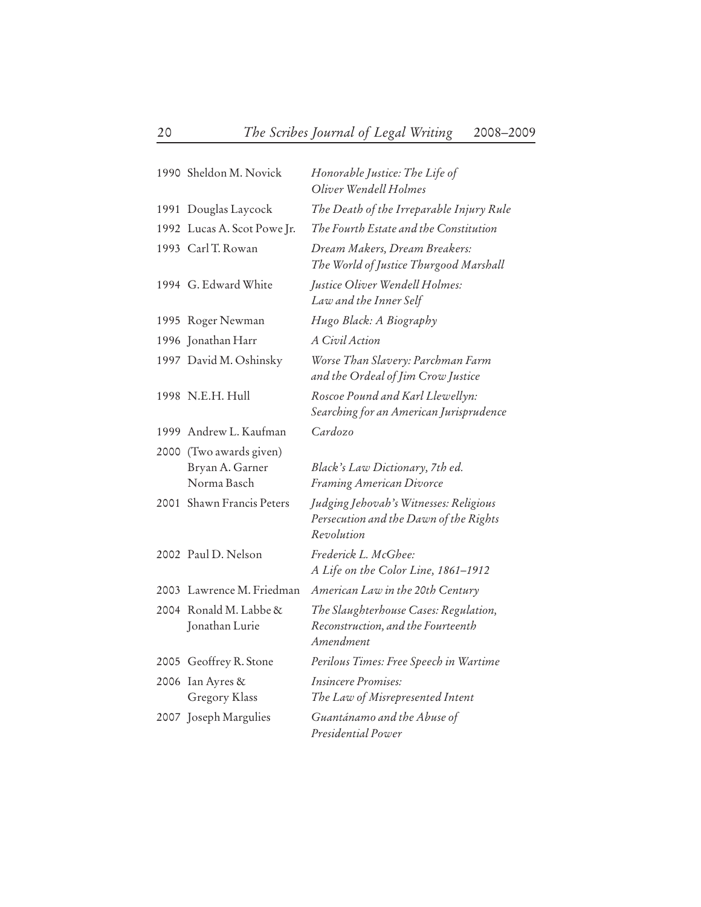| | | |
|---|---|---|
| 1990 | Sheldon M. Novick | *Honorable Justice: The Life of Oliver Wendell Holmes* |
| 1991 | Douglas Laycock | *The Death of the Irreparable Injury Rule* |
| 1992 | Lucas A. Scot Powe Jr. | *The Fourth Estate and the Constitution* |
| 1993 | Carl T. Rowan | *Dream Makers, Dream Breakers: The World of Justice Thurgood Marshall* |
| 1994 | G. Edward White | *Justice Oliver Wendell Holmes: Law and the Inner Self* |
| 1995 | Roger Newman | *Hugo Black: A Biography* |
| 1996 | Jonathan Harr | *A Civil Action* |
| 1997 | David M. Oshinsky | *Worse Than Slavery: Parchman Farm and the Ordeal of Jim Crow Justice* |
| 1998 | N.E.H. Hull | *Roscoe Pound and Karl Llewellyn: Searching for an American Jurisprudence* |
| 1999 | Andrew L. Kaufman | *Cardozo* |
| 2000 | (Two awards given) | |
| | Bryan A. Garner | *Black's Law Dictionary, 7th ed.* |
| | Norma Basch | *Framing American Divorce* |
| 2001 | Shawn Francis Peters | *Judging Jehovah's Witnesses: Religious Persecution and the Dawn of the Rights Revolution* |
| 2002 | Paul D. Nelson | *Frederick L. McGhee: A Life on the Color Line, 1861–1912* |
| 2003 | Lawrence M. Friedman | *American Law in the 20th Century* |
| 2004 | Ronald M. Labbe & Jonathan Lurie | *The Slaughterhouse Cases: Regulation, Reconstruction, and the Fourteenth Amendment* |
| 2005 | Geoffrey R. Stone | *Perilous Times: Free Speech in Wartime* |
| 2006 | Ian Ayres & Gregory Klass | *Insincere Promises: The Law of Misrepresented Intent* |
| 2007 | Joseph Margulies | *Guantánamo and the Abuse of Presidential Power* |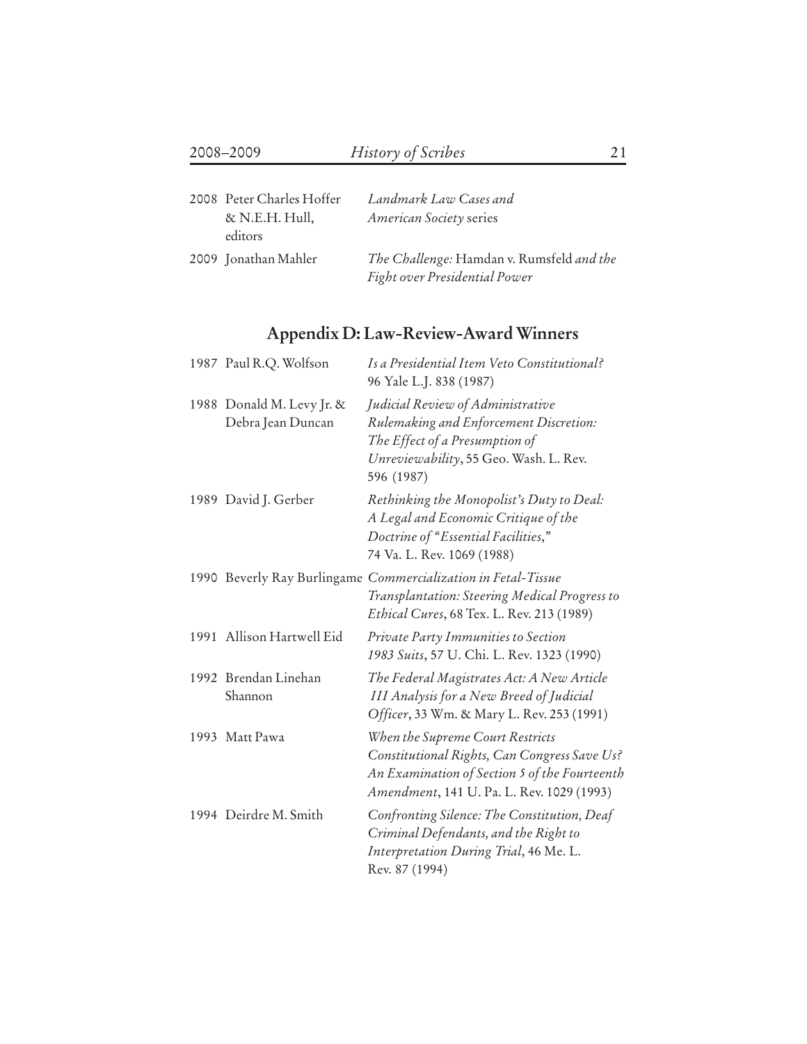| | | |
|---|---|---|
| 2008 | Peter Charles Hoffer & N.E.H. Hull, editors | *Landmark Law Cases and American Society* series |
| 2009 | Jonathan Mahler | *The Challenge:* Hamdan v. Rumsfeld *and the Fight over Presidential Power* |

## Appendix D: Law-Review-Award Winners

| | | |
|---|---|---|
| 1987 | Paul R.Q. Wolfson | *Is a Presidential Item Veto Constitutional?* 96 Yale L.J. 838 (1987) |
| 1988 | Donald M. Levy Jr. & Debra Jean Duncan | *Judicial Review of Administrative Rulemaking and Enforcement Discretion: The Effect of a Presumption of Unreviewability*, 55 Geo. Wash. L. Rev. 596 (1987) |
| 1989 | David J. Gerber | *Rethinking the Monopolist's Duty to Deal: A Legal and Economic Critique of the Doctrine of "Essential Facilities,"* 74 Va. L. Rev. 1069 (1988) |
| 1990 | Beverly Ray Burlingame | *Commercialization in Fetal-Tissue Transplantation: Steering Medical Progress to Ethical Cures*, 68 Tex. L. Rev. 213 (1989) |
| 1991 | Allison Hartwell Eid | *Private Party Immunities to Section 1983 Suits*, 57 U. Chi. L. Rev. 1323 (1990) |
| 1992 | Brendan Linehan Shannon | *The Federal Magistrates Act: A New Article III Analysis for a New Breed of Judicial Officer*, 33 Wm. & Mary L. Rev. 253 (1991) |
| 1993 | Matt Pawa | *When the Supreme Court Restricts Constitutional Rights, Can Congress Save Us? An Examination of Section 5 of the Fourteenth Amendment*, 141 U. Pa. L. Rev. 1029 (1993) |
| 1994 | Deirdre M. Smith | *Confronting Silence: The Constitution, Deaf Criminal Defendants, and the Right to Interpretation During Trial*, 46 Me. L. Rev. 87 (1994) |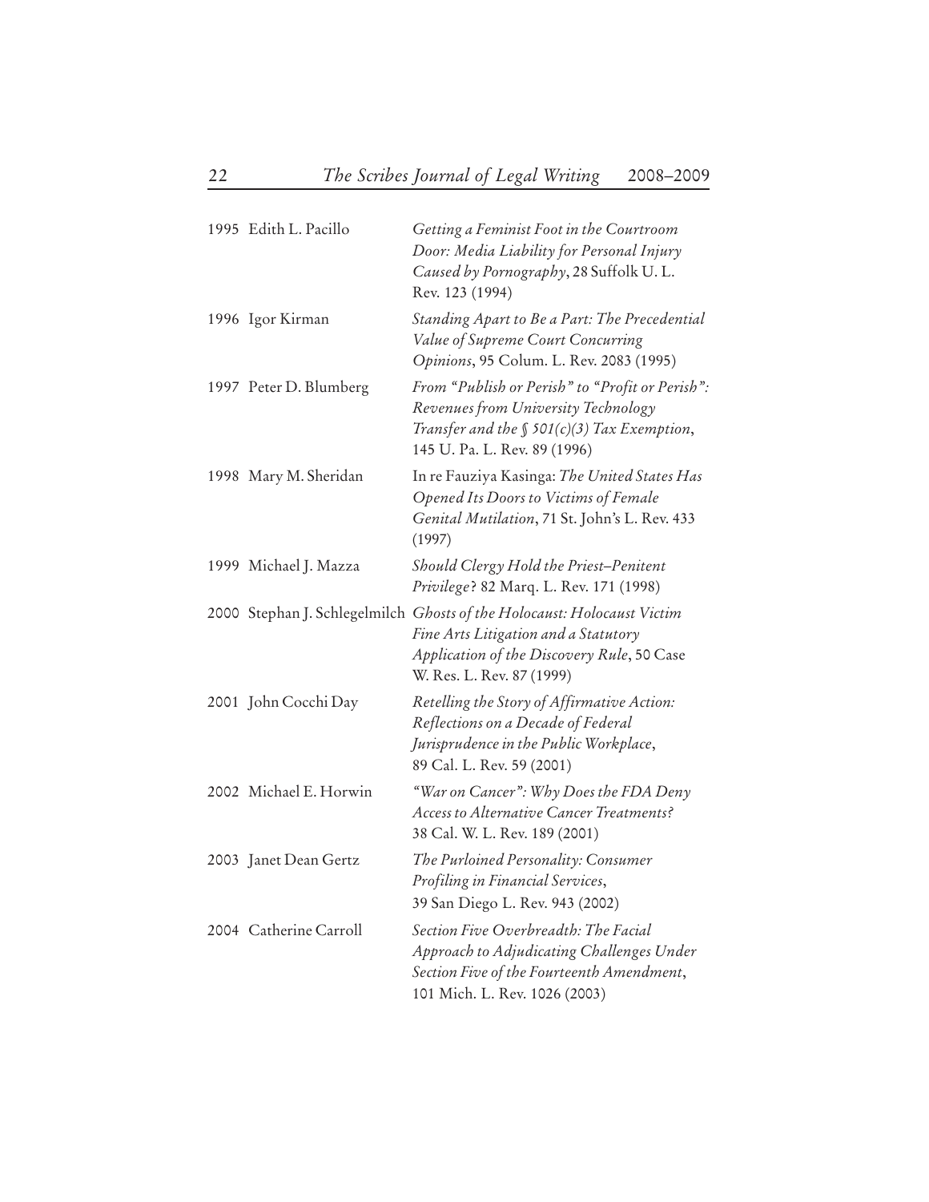| | | |
|---|---|---|
| 1995 | Edith L. Pacillo | *Getting a Feminist Foot in the Courtroom Door: Media Liability for Personal Injury Caused by Pornography*, 28 Suffolk U. L. Rev. 123 (1994) |
| 1996 | Igor Kirman | *Standing Apart to Be a Part: The Precedential Value of Supreme Court Concurring Opinions*, 95 Colum. L. Rev. 2083 (1995) |
| 1997 | Peter D. Blumberg | *From "Publish or Perish" to "Profit or Perish": Revenues from University Technology Transfer and the § 501(c)(3) Tax Exemption*, 145 U. Pa. L. Rev. 89 (1996) |
| 1998 | Mary M. Sheridan | In re Fauziya Kasinga: *The United States Has Opened Its Doors to Victims of Female Genital Mutilation*, 71 St. John's L. Rev. 433 (1997) |
| 1999 | Michael J. Mazza | *Should Clergy Hold the Priest–Penitent Privilege*? 82 Marq. L. Rev. 171 (1998) |
| 2000 | Stephan J. Schlegelmilch | *Ghosts of the Holocaust: Holocaust Victim Fine Arts Litigation and a Statutory Application of the Discovery Rule*, 50 Case W. Res. L. Rev. 87 (1999) |
| 2001 | John Cocchi Day | *Retelling the Story of Affirmative Action: Reflections on a Decade of Federal Jurisprudence in the Public Workplace*, 89 Cal. L. Rev. 59 (2001) |
| 2002 | Michael E. Horwin | *"War on Cancer": Why Does the FDA Deny Access to Alternative Cancer Treatments?* 38 Cal. W. L. Rev. 189 (2001) |
| 2003 | Janet Dean Gertz | *The Purloined Personality: Consumer Profiling in Financial Services*, 39 San Diego L. Rev. 943 (2002) |
| 2004 | Catherine Carroll | *Section Five Overbreadth: The Facial Approach to Adjudicating Challenges Under Section Five of the Fourteenth Amendment*, 101 Mich. L. Rev. 1026 (2003) |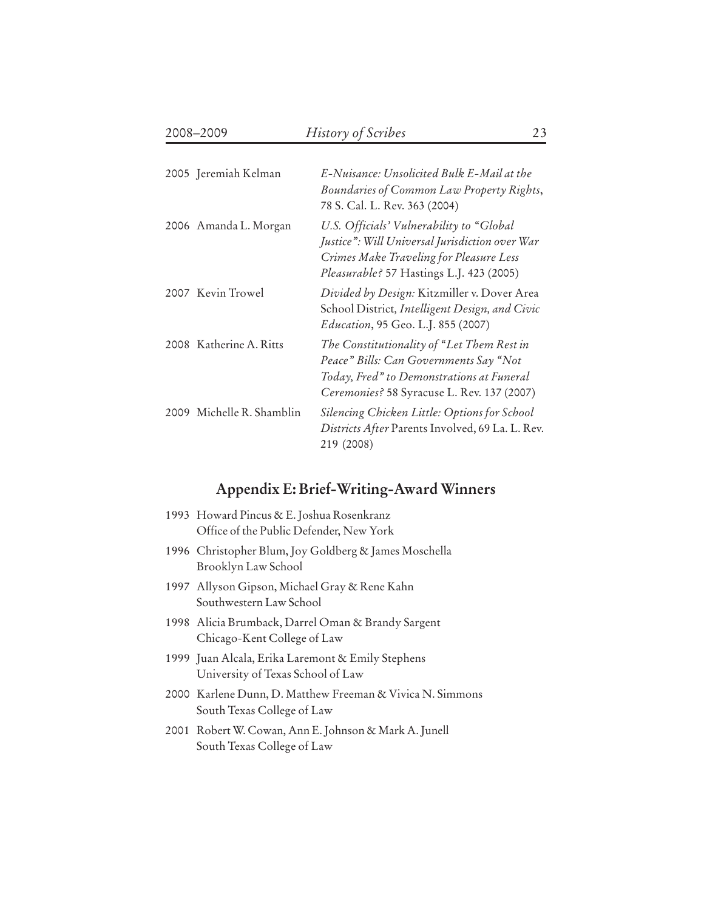| | | |
|---|---|---|
| 2005 | Jeremiah Kelman | *E-Nuisance: Unsolicited Bulk E-Mail at the Boundaries of Common Law Property Rights*, 78 S. Cal. L. Rev. 363 (2004) |
| 2006 | Amanda L. Morgan | *U.S. Officials' Vulnerability to "Global Justice": Will Universal Jurisdiction over War Crimes Make Traveling for Pleasure Less Pleasurable?* 57 Hastings L.J. 423 (2005) |
| 2007 | Kevin Trowel | *Divided by Design:* Kitzmiller v. Dover Area School District*, Intelligent Design, and Civic Education*, 95 Geo. L.J. 855 (2007) |
| 2008 | Katherine A. Ritts | *The Constitutionality of "Let Them Rest in Peace" Bills: Can Governments Say "Not Today, Fred" to Demonstrations at Funeral Ceremonies?* 58 Syracuse L. Rev. 137 (2007) |
| 2009 | Michelle R. Shamblin | *Silencing Chicken Little: Options for School Districts After* Parents Involved, 69 La. L. Rev. 219 (2008) |

## Appendix E: Brief-Writing-Award Winners

1993 Howard Pincus & E. Joshua Rosenkranz
Office of the Public Defender, New York

1996 Christopher Blum, Joy Goldberg & James Moschella
Brooklyn Law School

1997 Allyson Gipson, Michael Gray & Rene Kahn
Southwestern Law School

1998 Alicia Brumback, Darrel Oman & Brandy Sargent
Chicago-Kent College of Law

1999 Juan Alcala, Erika Laremont & Emily Stephens
University of Texas School of Law

2000 Karlene Dunn, D. Matthew Freeman & Vivica N. Simmons
South Texas College of Law

2001 Robert W. Cowan, Ann E. Johnson & Mark A. Junell
South Texas College of Law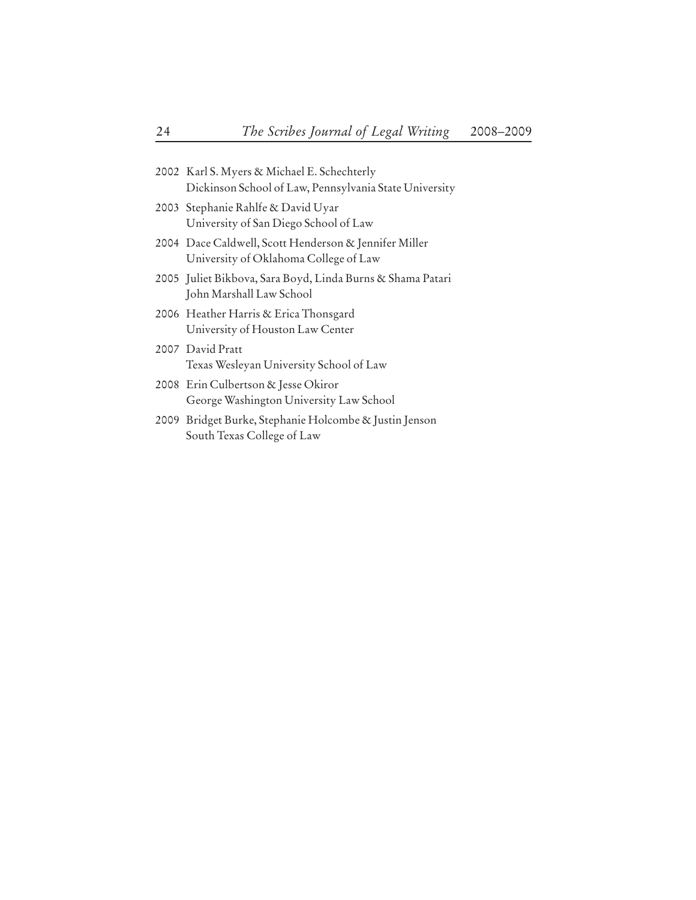2002 Karl S. Myers & Michael E. Schechterly
Dickinson School of Law, Pennsylvania State University

2003 Stephanie Rahlfe & David Uyar
University of San Diego School of Law

2004 Dace Caldwell, Scott Henderson & Jennifer Miller
University of Oklahoma College of Law

2005 Juliet Bikbova, Sara Boyd, Linda Burns & Shama Patari
John Marshall Law School

2006 Heather Harris & Erica Thonsgard
University of Houston Law Center

2007 David Pratt
Texas Wesleyan University School of Law

2008 Erin Culbertson & Jesse Okiror
George Washington University Law School

2009 Bridget Burke, Stephanie Holcombe & Justin Jenson
South Texas College of Law